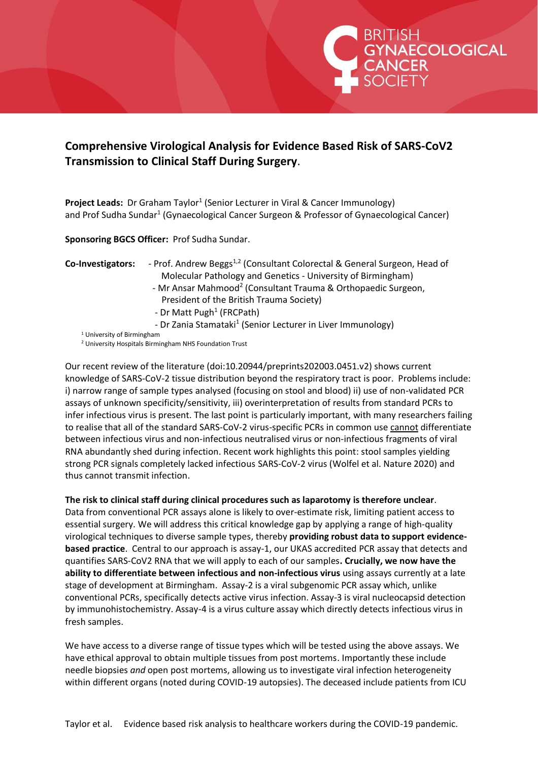# Comprehensive Virological Analysis for Evidence Based Risk of SARS-CoV2 Transmission to Clinical Staff During Surgery.

**Project Leads:** Dr Graham Taylor[1] (Senior Lecturer in Viral & Cancer Immunology) and Prof Sudha Sundar[1] (Gynaecological Cancer Surgeon & Professor of Gynaecological Cancer)

**Sponsoring BGCS Officer:** Prof Sudha Sundar.

**Co-Investigators:**
- Prof. Andrew Beggs[1,2] (Consultant Colorectal & General Surgeon, Head of Molecular Pathology and Genetics - University of Birmingham)
- Mr Ansar Mahmood[2] (Consultant Trauma & Orthopaedic Surgeon, President of the British Trauma Society)
- Dr Matt Pugh[1] (FRCPath)
- Dr Zania Stamataki[1] (Senior Lecturer in Liver Immunology)

[1] University of Birmingham
[2] University Hospitals Birmingham NHS Foundation Trust

Our recent review of the literature (doi:10.20944/preprints202003.0451.v2) shows current knowledge of SARS-CoV-2 tissue distribution beyond the respiratory tract is poor. Problems include: i) narrow range of sample types analysed (focusing on stool and blood) ii) use of non-validated PCR assays of unknown specificity/sensitivity, iii) overinterpretation of results from standard PCRs to infer infectious virus is present. The last point is particularly important, with many researchers failing to realise that all of the standard SARS-CoV-2 virus-specific PCRs in common use cannot differentiate between infectious virus and non-infectious neutralised virus or non-infectious fragments of viral RNA abundantly shed during infection. Recent work highlights this point: stool samples yielding strong PCR signals completely lacked infectious SARS-CoV-2 virus (Wolfel et al. Nature 2020) and thus cannot transmit infection.

**The risk to clinical staff during clinical procedures such as laparotomy is therefore unclear**. Data from conventional PCR assays alone is likely to over-estimate risk, limiting patient access to essential surgery. We will address this critical knowledge gap by applying a range of high-quality virological techniques to diverse sample types, thereby **providing robust data to support evidence-based practice**. Central to our approach is assay-1, our UKAS accredited PCR assay that detects and quantifies SARS-CoV2 RNA that we will apply to each of our samples**. Crucially, we now have the ability to differentiate between infectious and non-infectious virus** using assays currently at a late stage of development at Birmingham. Assay-2 is a viral subgenomic PCR assay which, unlike conventional PCRs, specifically detects active virus infection. Assay-3 is viral nucleocapsid detection by immunohistochemistry. Assay-4 is a virus culture assay which directly detects infectious virus in fresh samples.

We have access to a diverse range of tissue types which will be tested using the above assays. We have ethical approval to obtain multiple tissues from post mortems. Importantly these include needle biopsies *and* open post mortems, allowing us to investigate viral infection heterogeneity within different organs (noted during COVID-19 autopsies). The deceased include patients from ICU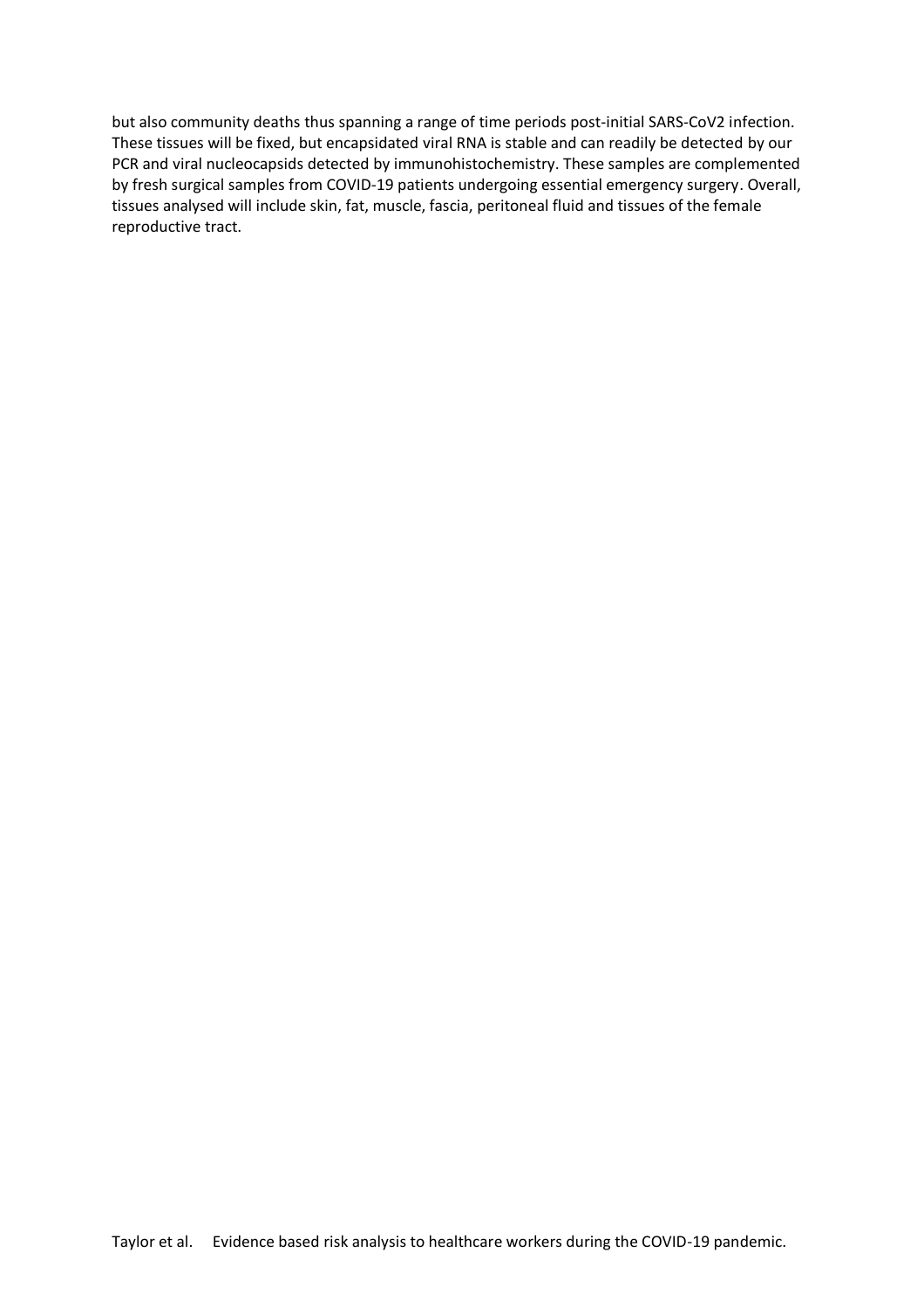but also community deaths thus spanning a range of time periods post-initial SARS-CoV2 infection. These tissues will be fixed, but encapsidated viral RNA is stable and can readily be detected by our PCR and viral nucleocapsids detected by immunohistochemistry. These samples are complemented by fresh surgical samples from COVID-19 patients undergoing essential emergency surgery. Overall, tissues analysed will include skin, fat, muscle, fascia, peritoneal fluid and tissues of the female reproductive tract.